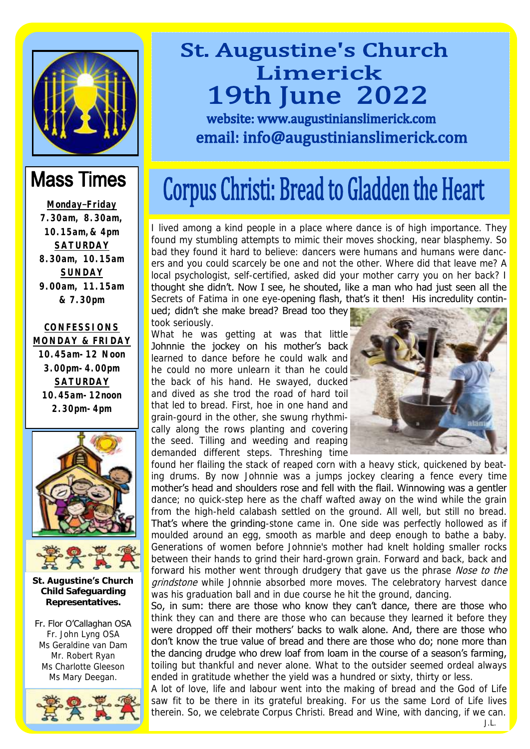# St. Augustine's Church Limerick

# 19th June 2022

**website: www.augustinianslimerick.com**

**email: info@augustinianslimerick.com**

## Mass Times

**Monday–Friday**
**7.30am, 8.30am, 10.15am, & 4pm**

**SATURDAY**
**8.30am, 10.15am**

**SUNDAY**
**9.00am, 11.15am & 7.30pm**

**CONFESSIONS**

**MONDAY & FRIDAY**
**10.45am-12 Noon**
**3.00pm-4.00pm**

**SATURDAY**
**10.45am-12noon**
**2.30pm-4pm**

**St. Augustine's Church Child Safeguarding Representatives.**

Fr. Flor O'Callaghan OSA
Fr. John Lyng OSA
Ms Geraldine van Dam
Mr. Robert Ryan
Ms Charlotte Gleeson
Ms Mary Deegan.

# Corpus Christi: Bread to Gladden the Heart

I lived among a kind people in a place where dance is of high importance. They found my stumbling attempts to mimic their moves shocking, near blasphemy. So bad they found it hard to believe: dancers were humans and humans were dancers and you could scarcely be one and not the other. Where did that leave me? A local psychologist, self-certified, asked did your mother carry you on her back? I thought she didn't. Now I see, he shouted, like a man who had just seen all the Secrets of Fatima in one eye-opening flash, that's it then! His incredulity continued; didn't she make bread? Bread too they took seriously.

What he was getting at was that little Johnnie the jockey on his mother's back learned to dance before he could walk and he could no more unlearn it than he could the back of his hand. He swayed, ducked and dived as she trod the road of hard toil that led to bread. First, hoe in one hand and grain-gourd in the other, she swung rhythmically along the rows planting and covering the seed. Tilling and weeding and reaping demanded different steps. Threshing time found her flailing the stack of reaped corn with a heavy stick, quickened by beating drums. By now Johnnie was a jumps jockey clearing a fence every time mother's head and shoulders rose and fell with the flail. Winnowing was a gentler dance; no quick-step here as the chaff wafted away on the wind while the grain from the high-held calabash settled on the ground. All well, but still no bread. That's where the grinding-stone came in. One side was perfectly hollowed as if moulded around an egg, smooth as marble and deep enough to bathe a baby. Generations of women before Johnnie's mother had knelt holding smaller rocks between their hands to grind their hard-grown grain. Forward and back, back and forward his mother went through drudgery that gave us the phrase *Nose to the grindstone* while Johnnie absorbed more moves. The celebratory harvest dance was his graduation ball and in due course he hit the ground, dancing.

So, in sum: there are those who know they can't dance, there are those who think they can and there are those who can because they learned it before they were dropped off their mothers' backs to walk alone. And, there are those who don't know the true value of bread and there are those who do; none more than the dancing drudge who drew loaf from loam in the course of a season's farming, toiling but thankful and never alone. What to the outsider seemed ordeal always ended in gratitude whether the yield was a hundred or sixty, thirty or less.

A lot of love, life and labour went into the making of bread and the God of Life saw fit to be there in its grateful breaking. For us the same Lord of Life lives therein. So, we celebrate Corpus Christi. Bread and Wine, with dancing, if we can.

J.L.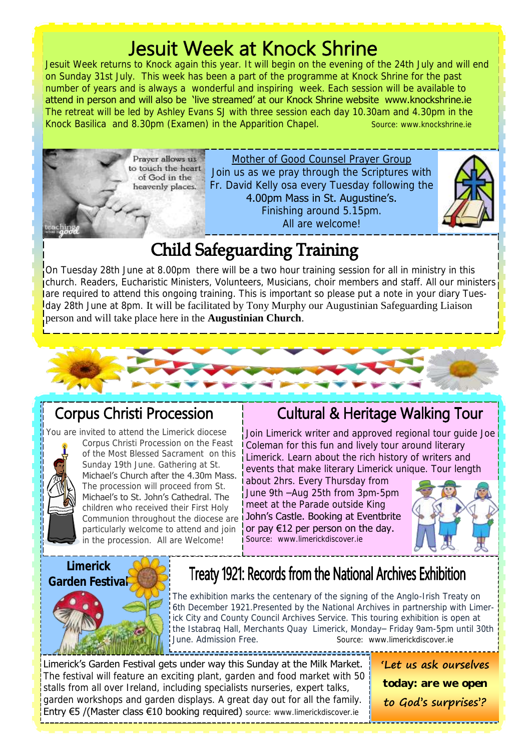# Jesuit Week at Knock Shrine

Jesuit Week returns to Knock again this year. It will begin on the evening of the 24th July and will end on Sunday 31st July. This week has been a part of the programme at Knock Shrine for the past number of years and is always a wonderful and inspiring week. Each session will be available to attend in person and will also be 'live streamed' at our Knock Shrine website www.knockshrine.ie The retreat will be led by Ashley Evans SJ with three session each day 10.30am and 4.30pm in the Knock Basilica and 8.30pm (Examen) in the Apparition Chapel. Source: www.knockshrine.ie

Prayer allows us to touch the heart of God in the heavenly places.

Mother of Good Counsel Prayer Group

Join us as we pray through the Scriptures with Fr. David Kelly osa every Tuesday following the 4.00pm Mass in St. Augustine's. Finishing around 5.15pm. All are welcome!

# Child Safeguarding Training

On Tuesday 28th June at 8.00pm there will be a two hour training session for all in ministry in this church. Readers, Eucharistic Ministers, Volunteers, Musicians, choir members and staff. All our ministers are required to attend this ongoing training. This is important so please put a note in your diary Tuesday 28th June at 8pm. It will be facilitated by Tony Murphy our Augustinian Safeguarding Liaison person and will take place here in the **Augustinian Church**.

## Corpus Christi Procession

You are invited to attend the Limerick diocese Corpus Christi Procession on the Feast of the Most Blessed Sacrament on this Sunday 19th June. Gathering at St. Michael's Church after the 4.30m Mass. The procession will proceed from St. Michael's to St. John's Cathedral. The children who received their First Holy Communion throughout the diocese are particularly welcome to attend and join in the procession. All are Welcome!

## Cultural & Heritage Walking Tour

Join Limerick writer and approved regional tour guide Joe Coleman for this fun and lively tour around literary Limerick. Learn about the rich history of writers and events that make literary Limerick unique. Tour length about 2hrs. Every Thursday from June 9th –Aug 25th from 3pm-5pm meet at the Parade outside King John's Castle. Booking at Eventbrite or pay €12 per person on the day. Source: www.limerickdiscover.ie

## Limerick Garden Festival

## Treaty 1921: Records from the National Archives Exhibition

The exhibition marks the centenary of the signing of the Anglo-Irish Treaty on 6th December 1921.Presented by the National Archives in partnership with Limerick City and County Council Archives Service. This touring exhibition is open at the Istabraq Hall, Merchants Quay Limerick, Monday– Friday 9am-5pm until 30th June. Admission Free. Source: www.limerickdiscover.ie

Limerick's Garden Festival gets under way this Sunday at the Milk Market. The festival will feature an exciting plant, garden and food market with 50 stalls from all over Ireland, including specialists nurseries, expert talks, garden workshops and garden displays. A great day out for all the family. Entry €5 /(Master class €10 booking required) source: www.limerickdiscover.ie

***'Let us ask ourselves today: are we open to God's surprises'?***